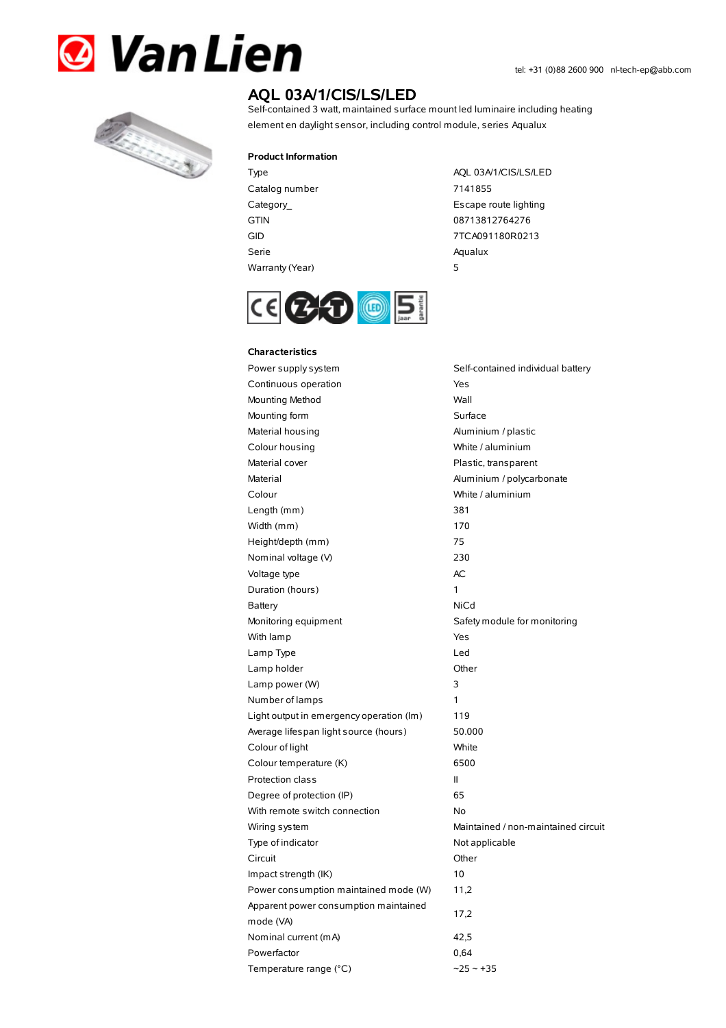Van Lien

tel: +31 (0)88 2600 900 nl-tech-ep@abb.com

# AQL 03A/1/CIS/LS/LED

Self-contained 3 watt, maintained surface mount led luminaire including heating element en daylight sensor, including control module, series Aqualux

## Product Information

| | |
|---|---|
| Type | AQL 03A/1/CIS/LS/LED |
| Catalog number | 7141855 |
| Category_ | Escape route lighting |
| GTIN | 08713812764276 |
| GID | 7TCA091180R0213 |
| Serie | Aqualux |
| Warranty (Year) | 5 |

## Characteristics

| | |
|---|---|
| Power supply system | Self-contained individual battery |
| Continuous operation | Yes |
| Mounting Method | Wall |
| Mounting form | Surface |
| Material housing | Aluminium / plastic |
| Colour housing | White / aluminium |
| Material cover | Plastic, transparent |
| Material | Aluminium / polycarbonate |
| Colour | White / aluminium |
| Length (mm) | 381 |
| Width (mm) | 170 |
| Height/depth (mm) | 75 |
| Nominal voltage (V) | 230 |
| Voltage type | AC |
| Duration (hours) | 1 |
| Battery | NiCd |
| Monitoring equipment | Safety module for monitoring |
| With lamp | Yes |
| Lamp Type | Led |
| Lamp holder | Other |
| Lamp power (W) | 3 |
| Number of lamps | 1 |
| Light output in emergency operation (lm) | 119 |
| Average lifespan light source (hours) | 50.000 |
| Colour of light | White |
| Colour temperature (K) | 6500 |
| Protection class | II |
| Degree of protection (IP) | 65 |
| With remote switch connection | No |
| Wiring system | Maintained / non-maintained circuit |
| Type of indicator | Not applicable |
| Circuit | Other |
| Impact strength (IK) | 10 |
| Power consumption maintained mode (W) | 11,2 |
| Apparent power consumption maintained mode (VA) | 17,2 |
| Nominal current (mA) | 42,5 |
| Powerfactor | 0,64 |
| Temperature range (°C) | -25 ~ +35 |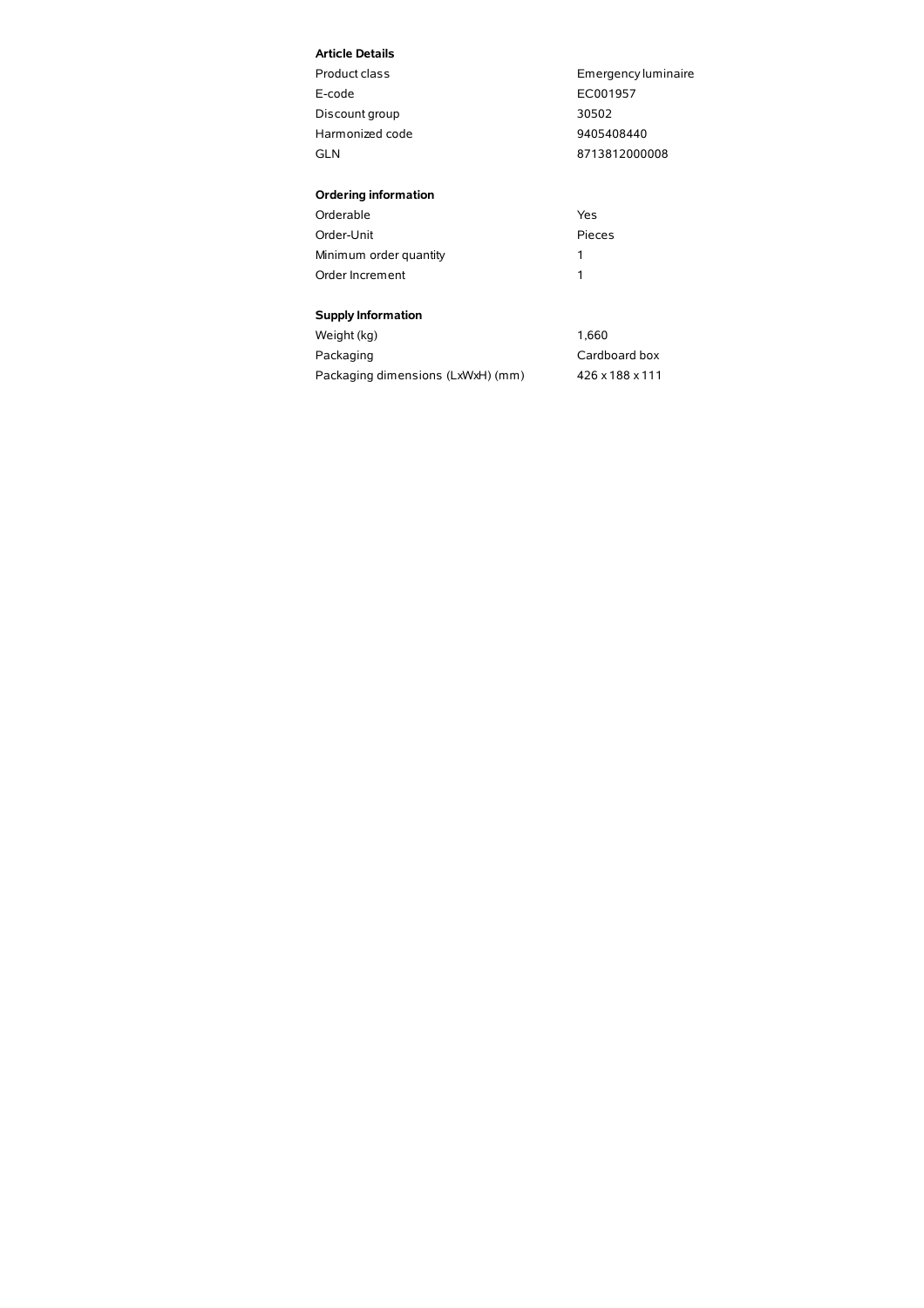### Article Details

| | |
|---|---|
| Product class | Emergency luminaire |
| E-code | EC001957 |
| Discount group | 30502 |
| Harmonized code | 9405408440 |
| GLN | 8713812000008 |

### Ordering information

| | |
|---|---|
| Orderable | Yes |
| Order-Unit | Pieces |
| Minimum order quantity | 1 |
| Order Increment | 1 |

### Supply Information

| | |
|---|---|
| Weight (kg) | 1,660 |
| Packaging | Cardboard box |
| Packaging dimensions (LxWxH) (mm) | 426 x 188 x 111 |